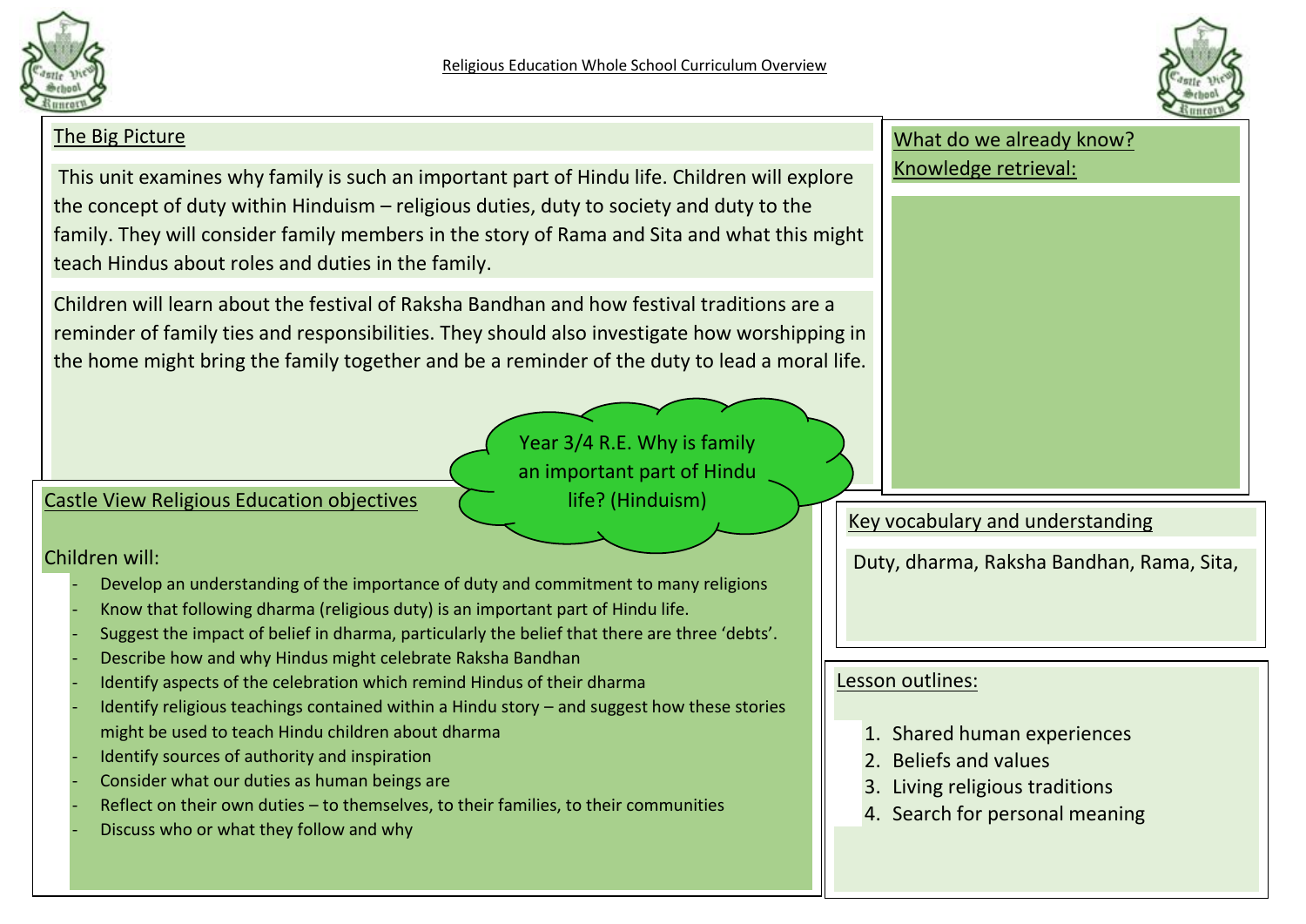# Religious Education Whole School Curriculum Overview

## Year 3/4 R.E. Why is family an important part of Hindu life? (Hinduism)

## The Big Picture

This unit examines why family is such an important part of Hindu life. Children will explore the concept of duty within Hinduism – religious duties, duty to society and duty to the family. They will consider family members in the story of Rama and Sita and what this might teach Hindus about roles and duties in the family.

Children will learn about the festival of Raksha Bandhan and how festival traditions are a reminder of family ties and responsibilities. They should also investigate how worshipping in the home might bring the family together and be a reminder of the duty to lead a moral life.

## What do we already know?

## Knowledge retrieval:

## Castle View Religious Education objectives

Children will:

- Develop an understanding of the importance of duty and commitment to many religions
- Know that following dharma (religious duty) is an important part of Hindu life.
- Suggest the impact of belief in dharma, particularly the belief that there are three 'debts'.
- Describe how and why Hindus might celebrate Raksha Bandhan
- Identify aspects of the celebration which remind Hindus of their dharma
- Identify religious teachings contained within a Hindu story – and suggest how these stories might be used to teach Hindu children about dharma
- Identify sources of authority and inspiration
- Consider what our duties as human beings are
- Reflect on their own duties – to themselves, to their families, to their communities
- Discuss who or what they follow and why

## Key vocabulary and understanding

Duty, dharma, Raksha Bandhan, Rama, Sita,

## Lesson outlines:

1. Shared human experiences
2. Beliefs and values
3. Living religious traditions
4. Search for personal meaning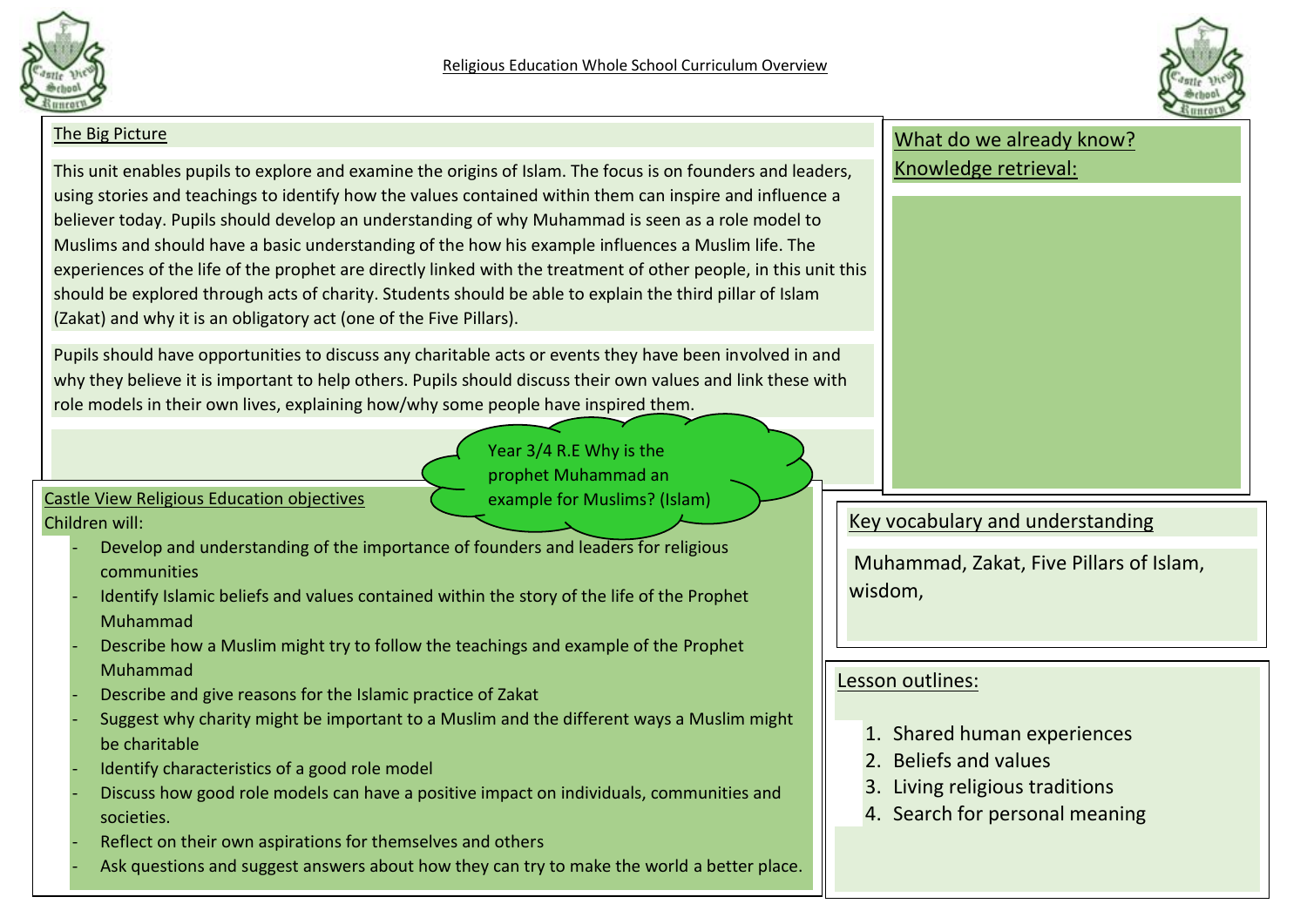# Religious Education Whole School Curriculum Overview

## Year 3/4 R.E Why is the prophet Muhammad an example for Muslims? (Islam)

## The Big Picture

This unit enables pupils to explore and examine the origins of Islam. The focus is on founders and leaders, using stories and teachings to identify how the values contained within them can inspire and influence a believer today. Pupils should develop an understanding of why Muhammad is seen as a role model to Muslims and should have a basic understanding of the how his example influences a Muslim life. The experiences of the life of the prophet are directly linked with the treatment of other people, in this unit this should be explored through acts of charity. Students should be able to explain the third pillar of Islam (Zakat) and why it is an obligatory act (one of the Five Pillars).

Pupils should have opportunities to discuss any charitable acts or events they have been involved in and why they believe it is important to help others. Pupils should discuss their own values and link these with role models in their own lives, explaining how/why some people have inspired them.

## Castle View Religious Education objectives

Children will:

- Develop and understanding of the importance of founders and leaders for religious communities
- Identify Islamic beliefs and values contained within the story of the life of the Prophet Muhammad
- Describe how a Muslim might try to follow the teachings and example of the Prophet Muhammad
- Describe and give reasons for the Islamic practice of Zakat
- Suggest why charity might be important to a Muslim and the different ways a Muslim might be charitable
- Identify characteristics of a good role model
- Discuss how good role models can have a positive impact on individuals, communities and societies.
- Reflect on their own aspirations for themselves and others
- Ask questions and suggest answers about how they can try to make the world a better place.

## What do we already know? Knowledge retrieval:

## Key vocabulary and understanding

Muhammad, Zakat, Five Pillars of Islam, wisdom,

## Lesson outlines:

1. Shared human experiences
2. Beliefs and values
3. Living religious traditions
4. Search for personal meaning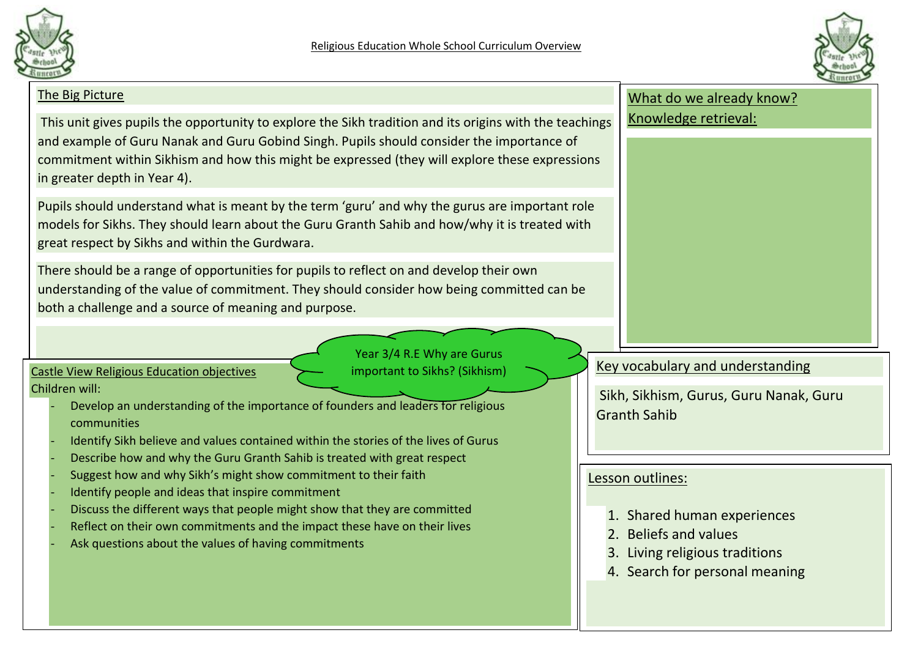Religious Education Whole School Curriculum Overview

## The Big Picture

This unit gives pupils the opportunity to explore the Sikh tradition and its origins with the teachings and example of Guru Nanak and Guru Gobind Singh. Pupils should consider the importance of commitment within Sikhism and how this might be expressed (they will explore these expressions in greater depth in Year 4).

Pupils should understand what is meant by the term 'guru' and why the gurus are important role models for Sikhs. They should learn about the Guru Granth Sahib and how/why it is treated with great respect by Sikhs and within the Gurdwara.

There should be a range of opportunities for pupils to reflect on and develop their own understanding of the value of commitment. They should consider how being committed can be both a challenge and a source of meaning and purpose.

## Year 3/4 R.E Why are Gurus important to Sikhs? (Sikhism)

## What do we already know? Knowledge retrieval:

## Castle View Religious Education objectives

Children will:

- Develop an understanding of the importance of founders and leaders for religious communities
- Identify Sikh believe and values contained within the stories of the lives of Gurus
- Describe how and why the Guru Granth Sahib is treated with great respect
- Suggest how and why Sikh's might show commitment to their faith
- Identify people and ideas that inspire commitment
- Discuss the different ways that people might show that they are committed
- Reflect on their own commitments and the impact these have on their lives
- Ask questions about the values of having commitments

## Key vocabulary and understanding

Sikh, Sikhism, Gurus, Guru Nanak, Guru Granth Sahib

## Lesson outlines:

1. Shared human experiences
2. Beliefs and values
3. Living religious traditions
4. Search for personal meaning